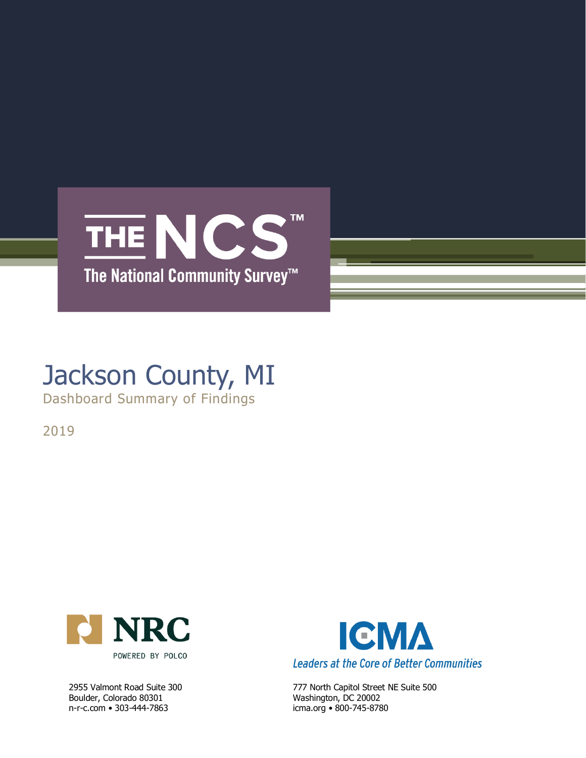# THE NCS™

The National Community Survey™

# Jackson County, MI

## Dashboard Summary of Findings

2019

NRC

POWERED BY POLCO

2955 Valmont Road Suite 300
Boulder, Colorado 80301
n-r-c.com • 303-444-7863

ICMA

*Leaders at the Core of Better Communities*

777 North Capitol Street NE Suite 500
Washington, DC 20002
icma.org • 800-745-8780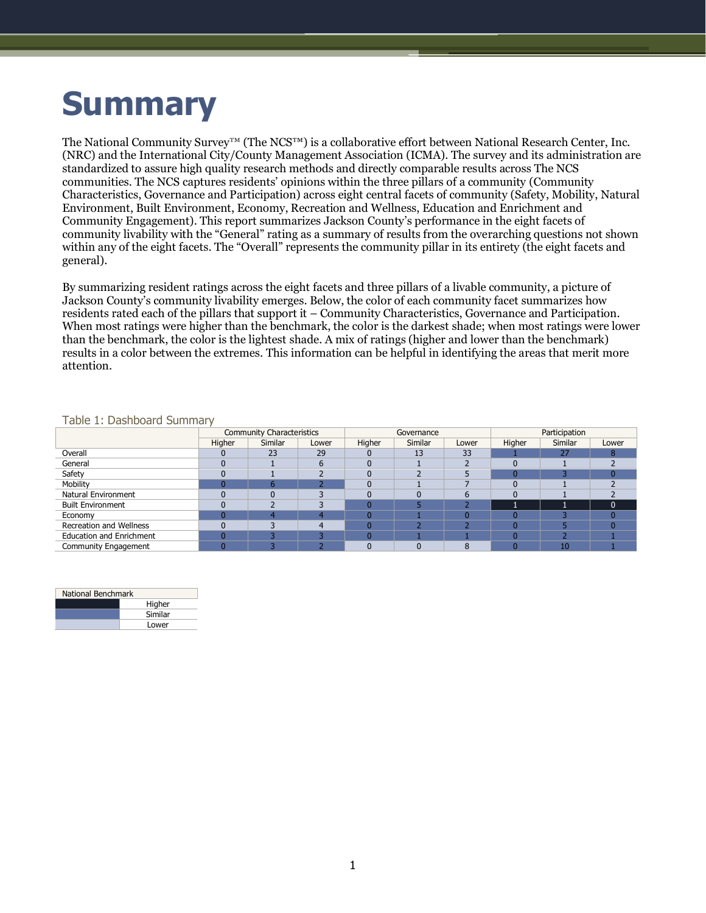# Summary

The National Community Survey™ (The NCS™) is a collaborative effort between National Research Center, Inc. (NRC) and the International City/County Management Association (ICMA). The survey and its administration are standardized to assure high quality research methods and directly comparable results across The NCS communities. The NCS captures residents' opinions within the three pillars of a community (Community Characteristics, Governance and Participation) across eight central facets of community (Safety, Mobility, Natural Environment, Built Environment, Economy, Recreation and Wellness, Education and Enrichment and Community Engagement). This report summarizes Jackson County's performance in the eight facets of community livability with the "General" rating as a summary of results from the overarching questions not shown within any of the eight facets. The "Overall" represents the community pillar in its entirety (the eight facets and general).

By summarizing resident ratings across the eight facets and three pillars of a livable community, a picture of Jackson County's community livability emerges. Below, the color of each community facet summarizes how residents rated each of the pillars that support it – Community Characteristics, Governance and Participation. When most ratings were higher than the benchmark, the color is the darkest shade; when most ratings were lower than the benchmark, the color is the lightest shade. A mix of ratings (higher and lower than the benchmark) results in a color between the extremes. This information can be helpful in identifying the areas that merit more attention.

Table 1: Dashboard Summary

| | Community Characteristics | | | Governance | | | Participation | | |
|---|---|---|---|---|---|---|---|---|---|
| | Higher | Similar | Lower | Higher | Similar | Lower | Higher | Similar | Lower |
| Overall | 0 | 23 | 29 | 0 | 13 | 33 | 1 | 27 | 8 |
| General | 0 | 1 | 6 | 0 | 1 | 2 | 0 | 1 | 2 |
| Safety | 0 | 1 | 2 | 0 | 2 | 5 | 0 | 3 | 0 |
| Mobility | 0 | 6 | 2 | 0 | 1 | 7 | 0 | 1 | 2 |
| Natural Environment | 0 | 0 | 3 | 0 | 0 | 6 | 0 | 1 | 2 |
| Built Environment | 0 | 2 | 3 | 0 | 5 | 2 | 1 | 1 | 0 |
| Economy | 0 | 4 | 4 | 0 | 1 | 0 | 0 | 3 | 0 |
| Recreation and Wellness | 0 | 3 | 4 | 0 | 2 | 2 | 0 | 5 | 0 |
| Education and Enrichment | 0 | 3 | 3 | 0 | 1 | 1 | 0 | 2 | 1 |
| Community Engagement | 0 | 3 | 2 | 0 | 0 | 8 | 0 | 10 | 1 |

| National Benchmark | |
|---|---|
| | Higher |
| | Similar |
| | Lower |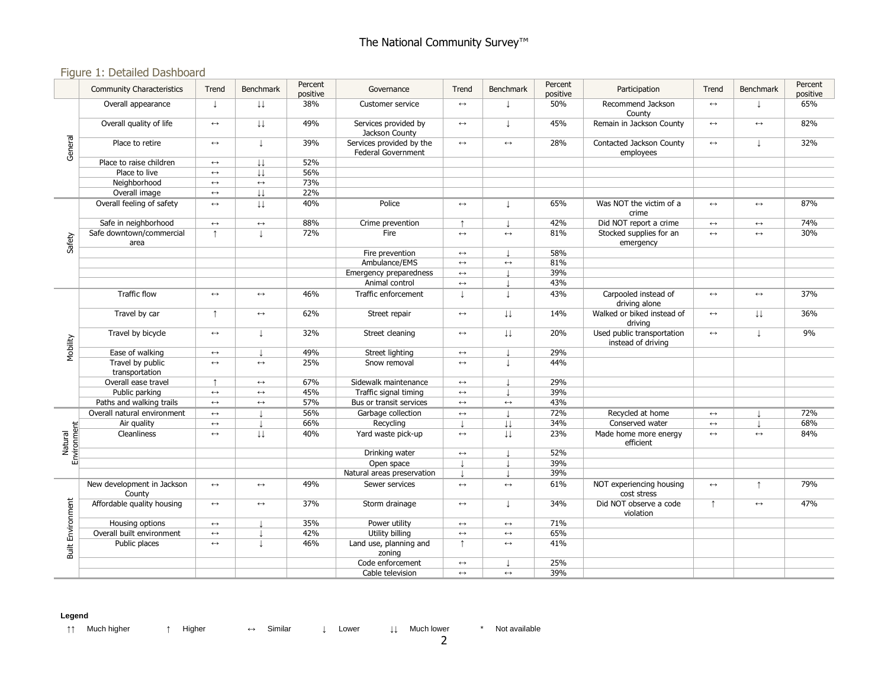# Figure 1: Detailed Dashboard

| | Community Characteristics | Trend | Benchmark | Percent positive | Governance | Trend | Benchmark | Percent positive | Participation | Trend | Benchmark | Percent positive |
|---|---|---|---|---|---|---|---|---|---|---|---|---|
| General | Overall appearance | ↓ | ↓↓ | 38% | Customer service | ↔ | ↓ | 50% | Recommend Jackson County | ↔ | ↓ | 65% |
| | Overall quality of life | ↔ | ↓↓ | 49% | Services provided by Jackson County | ↔ | ↓ | 45% | Remain in Jackson County | ↔ | ↔ | 82% |
| | Place to retire | ↔ | ↓ | 39% | Services provided by the Federal Government | ↔ | ↔ | 28% | Contacted Jackson County employees | ↔ | ↓ | 32% |
| | Place to raise children | ↔ | ↓↓ | 52% | | | | | | | | |
| | Place to live | ↔ | ↓↓ | 56% | | | | | | | | |
| | Neighborhood | ↔ | ↔ | 73% | | | | | | | | |
| | Overall image | ↔ | ↓↓ | 22% | | | | | | | | |
| Safety | Overall feeling of safety | ↔ | ↓↓ | 40% | Police | ↔ | ↓ | 65% | Was NOT the victim of a crime | ↔ | ↔ | 87% |
| | Safe in neighborhood | ↔ | ↔ | 88% | Crime prevention | ↑ | ↓ | 42% | Did NOT report a crime | ↔ | ↔ | 74% |
| | Safe downtown/commercial area | ↑ | ↓ | 72% | Fire | ↔ | ↔ | 81% | Stocked supplies for an emergency | ↔ | ↔ | 30% |
| | | | | | Fire prevention | ↔ | ↓ | 58% | | | | |
| | | | | | Ambulance/EMS | ↔ | ↔ | 81% | | | | |
| | | | | | Emergency preparedness | ↔ | ↓ | 39% | | | | |
| | | | | | Animal control | ↔ | ↓ | 43% | | | | |
| Mobility | Traffic flow | ↔ | ↔ | 46% | Traffic enforcement | ↓ | ↓ | 43% | Carpooled instead of driving alone | ↔ | ↔ | 37% |
| | Travel by car | ↑ | ↔ | 62% | Street repair | ↔ | ↓↓ | 14% | Walked or biked instead of driving | ↔ | ↓↓ | 36% |
| | Travel by bicycle | ↔ | ↓ | 32% | Street cleaning | ↔ | ↓↓ | 20% | Used public transportation instead of driving | ↔ | ↓ | 9% |
| | Ease of walking | ↔ | ↓ | 49% | Street lighting | ↔ | ↓ | 29% | | | | |
| | Travel by public transportation | ↔ | ↔ | 25% | Snow removal | ↔ | ↓ | 44% | | | | |
| | Overall ease travel | ↑ | ↔ | 67% | Sidewalk maintenance | ↔ | ↓ | 29% | | | | |
| | Public parking | ↔ | ↔ | 45% | Traffic signal timing | ↔ | ↓ | 39% | | | | |
| | Paths and walking trails | ↔ | ↔ | 57% | Bus or transit services | ↔ | ↔ | 43% | | | | |
| Natural Environment | Overall natural environment | ↔ | ↓ | 56% | Garbage collection | ↔ | ↓ | 72% | Recycled at home | ↔ | ↓ | 72% |
| | Air quality | ↔ | ↓ | 66% | Recycling | ↓ | ↓↓ | 34% | Conserved water | ↔ | ↓ | 68% |
| | Cleanliness | ↔ | ↓↓ | 40% | Yard waste pick-up | ↔ | ↓↓ | 23% | Made home more energy efficient | ↔ | ↔ | 84% |
| | | | | | Drinking water | ↔ | ↓ | 52% | | | | |
| | | | | | Open space | ↓ | ↓ | 39% | | | | |
| | | | | | Natural areas preservation | ↓ | ↓ | 39% | | | | |
| Built Environment | New development in Jackson County | ↔ | ↔ | 49% | Sewer services | ↔ | ↔ | 61% | NOT experiencing housing cost stress | ↔ | ↑ | 79% |
| | Affordable quality housing | ↔ | ↔ | 37% | Storm drainage | ↔ | ↓ | 34% | Did NOT observe a code violation | ↑ | ↔ | 47% |
| | Housing options | ↔ | ↓ | 35% | Power utility | ↔ | ↔ | 71% | | | | |
| | Overall built environment | ↔ | ↓ | 42% | Utility billing | ↔ | ↔ | 65% | | | | |
| | Public places | ↔ | ↓ | 46% | Land use, planning and zoning | ↑ | ↔ | 41% | | | | |
| | | | | | Code enforcement | ↔ | ↓ | 25% | | | | |
| | | | | | Cable television | ↔ | ↔ | 39% | | | | |

**Legend**

↑↑ Much higher ↑ Higher ↔ Similar ↓ Lower ↓↓ Much lower * Not available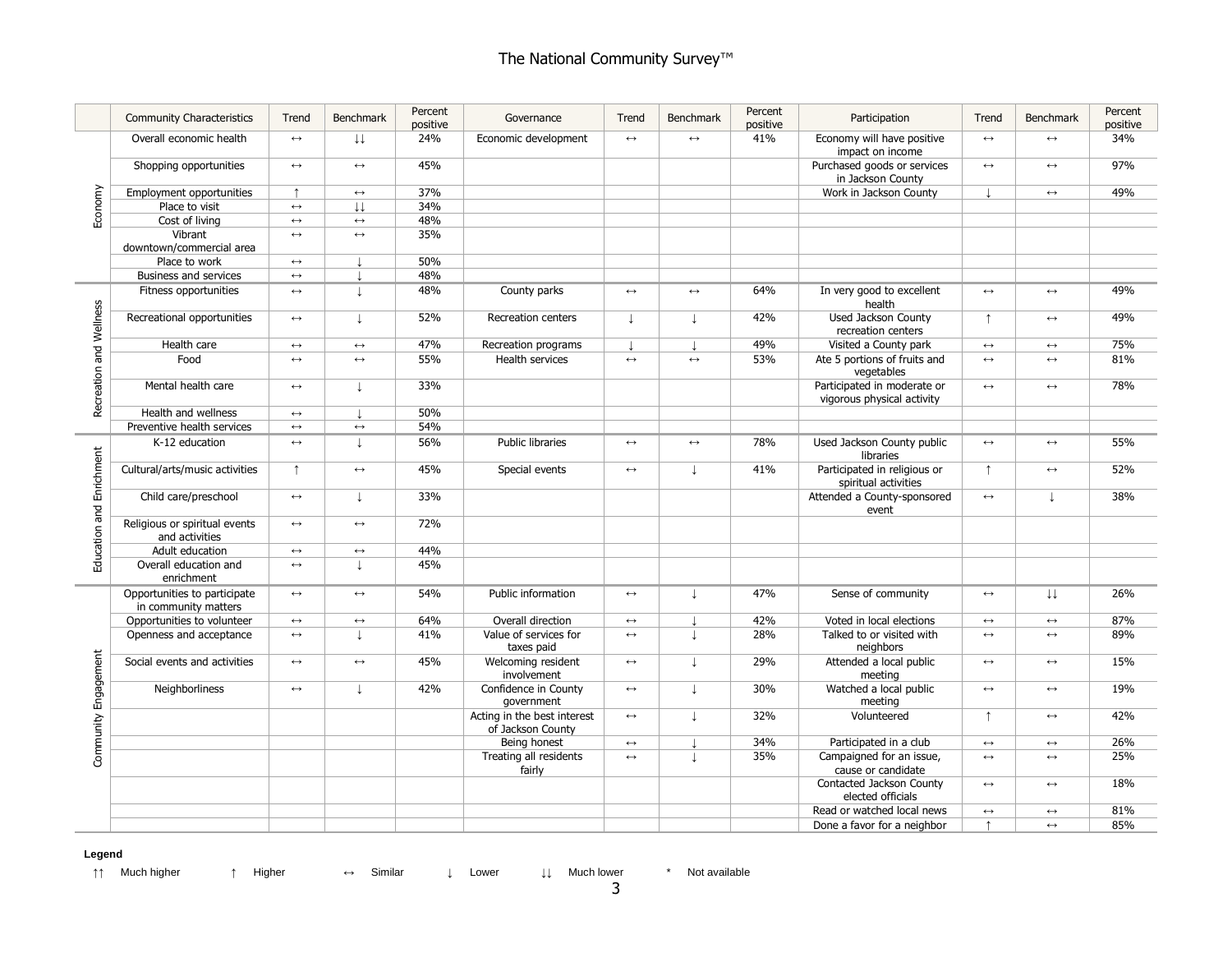| | Community Characteristics | Trend | Benchmark | Percent positive | Governance | Trend | Benchmark | Percent positive | Participation | Trend | Benchmark | Percent positive |
|---|---|---|---|---|---|---|---|---|---|---|---|---|
| Economy | Overall economic health | ↔ | ↓↓ | 24% | Economic development | ↔ | ↔ | 41% | Economy will have positive impact on income | ↔ | ↔ | 34% |
| | Shopping opportunities | ↔ | ↔ | 45% | | | | | Purchased goods or services in Jackson County | ↔ | ↔ | 97% |
| | Employment opportunities | ↑ | ↔ | 37% | | | | | Work in Jackson County | ↓ | ↔ | 49% |
| | Place to visit | ↔ | ↓↓ | 34% | | | | | | | | |
| | Cost of living | ↔ | ↔ | 48% | | | | | | | | |
| | Vibrant downtown/commercial area | ↔ | ↔ | 35% | | | | | | | | |
| | Place to work | ↔ | ↓ | 50% | | | | | | | | |
| | Business and services | ↔ | ↓ | 48% | | | | | | | | |
| Recreation and Wellness | Fitness opportunities | ↔ | ↓ | 48% | County parks | ↔ | ↔ | 64% | In very good to excellent health | ↔ | ↔ | 49% |
| | Recreational opportunities | ↔ | ↓ | 52% | Recreation centers | ↓ | ↓ | 42% | Used Jackson County recreation centers | ↑ | ↔ | 49% |
| | Health care | ↔ | ↔ | 47% | Recreation programs | ↓ | ↓ | 49% | Visited a County park | ↔ | ↔ | 75% |
| | Food | ↔ | ↔ | 55% | Health services | ↔ | ↔ | 53% | Ate 5 portions of fruits and vegetables | ↔ | ↔ | 81% |
| | Mental health care | ↔ | ↓ | 33% | | | | | Participated in moderate or vigorous physical activity | ↔ | ↔ | 78% |
| | Health and wellness | ↔ | ↓ | 50% | | | | | | | | |
| | Preventive health services | ↔ | ↔ | 54% | | | | | | | | |
| Education and Enrichment | K-12 education | ↔ | ↓ | 56% | Public libraries | ↔ | ↔ | 78% | Used Jackson County public libraries | ↔ | ↔ | 55% |
| | Cultural/arts/music activities | ↑ | ↔ | 45% | Special events | ↔ | ↓ | 41% | Participated in religious or spiritual activities | ↑ | ↔ | 52% |
| | Child care/preschool | ↔ | ↓ | 33% | | | | | Attended a County-sponsored event | ↔ | ↓ | 38% |
| | Religious or spiritual events and activities | ↔ | ↔ | 72% | | | | | | | | |
| | Adult education | ↔ | ↔ | 44% | | | | | | | | |
| | Overall education and enrichment | ↔ | ↓ | 45% | | | | | | | | |
| Community Engagement | Opportunities to participate in community matters | ↔ | ↔ | 54% | Public information | ↔ | ↓ | 47% | Sense of community | ↔ | ↓↓ | 26% |
| | Opportunities to volunteer | ↔ | ↔ | 64% | Overall direction | ↔ | ↓ | 42% | Voted in local elections | ↔ | ↔ | 87% |
| | Openness and acceptance | ↔ | ↓ | 41% | Value of services for taxes paid | ↔ | ↓ | 28% | Talked to or visited with neighbors | ↔ | ↔ | 89% |
| | Social events and activities | ↔ | ↔ | 45% | Welcoming resident involvement | ↔ | ↓ | 29% | Attended a local public meeting | ↔ | ↔ | 15% |
| | Neighborliness | ↔ | ↓ | 42% | Confidence in County government | ↔ | ↓ | 30% | Watched a local public meeting | ↔ | ↔ | 19% |
| | | | | | Acting in the best interest of Jackson County | ↔ | ↓ | 32% | Volunteered | ↑ | ↔ | 42% |
| | | | | | Being honest | ↔ | ↓ | 34% | Participated in a club | ↔ | ↔ | 26% |
| | | | | | Treating all residents fairly | ↔ | ↓ | 35% | Campaigned for an issue, cause or candidate | ↔ | ↔ | 25% |
| | | | | | | | | | Contacted Jackson County elected officials | ↔ | ↔ | 18% |
| | | | | | | | | | Read or watched local news | ↔ | ↔ | 81% |
| | | | | | | | | | Done a favor for a neighbor | ↑ | ↔ | 85% |

**Legend**

↑↑ Much higher ↑ Higher ↔ Similar ↓ Lower ↓↓ Much lower * Not available